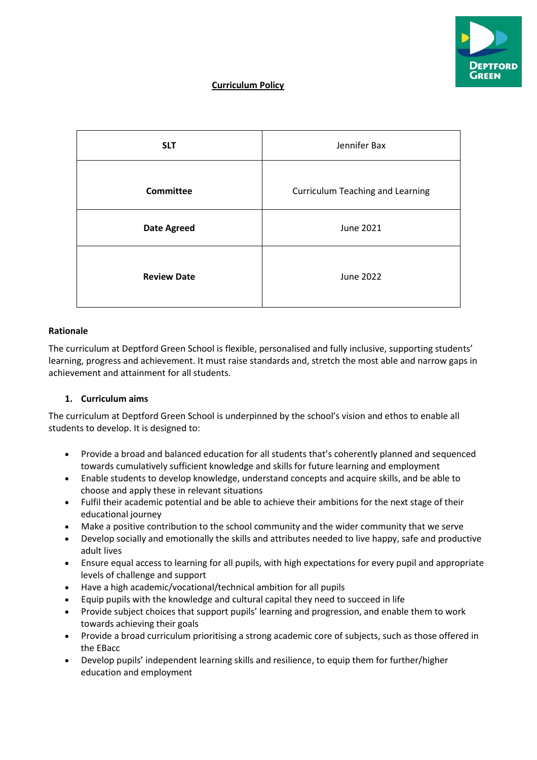# Curriculum Policy

| SLT | Jennifer Bax |
|---|---|
| **Committee** | Curriculum Teaching and Learning |
| **Date Agreed** | June 2021 |
| **Review Date** | June 2022 |

**Rationale**

The curriculum at Deptford Green School is flexible, personalised and fully inclusive, supporting students' learning, progress and achievement. It must raise standards and, stretch the most able and narrow gaps in achievement and attainment for all students.

## 1. Curriculum aims

The curriculum at Deptford Green School is underpinned by the school's vision and ethos to enable all students to develop. It is designed to:

- Provide a broad and balanced education for all students that's coherently planned and sequenced towards cumulatively sufficient knowledge and skills for future learning and employment
- Enable students to develop knowledge, understand concepts and acquire skills, and be able to choose and apply these in relevant situations
- Fulfil their academic potential and be able to achieve their ambitions for the next stage of their educational journey
- Make a positive contribution to the school community and the wider community that we serve
- Develop socially and emotionally the skills and attributes needed to live happy, safe and productive adult lives
- Ensure equal access to learning for all pupils, with high expectations for every pupil and appropriate levels of challenge and support
- Have a high academic/vocational/technical ambition for all pupils
- Equip pupils with the knowledge and cultural capital they need to succeed in life
- Provide subject choices that support pupils' learning and progression, and enable them to work towards achieving their goals
- Provide a broad curriculum prioritising a strong academic core of subjects, such as those offered in the EBacc
- Develop pupils' independent learning skills and resilience, to equip them for further/higher education and employment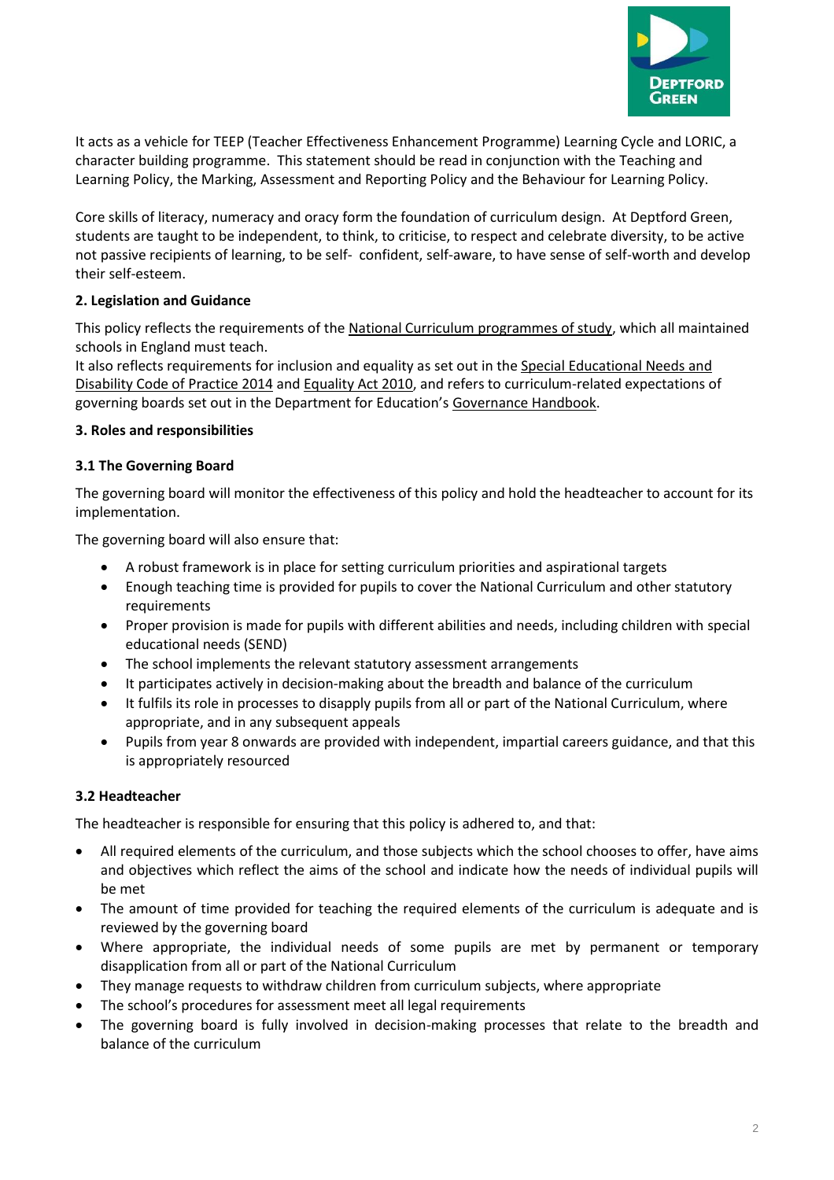It acts as a vehicle for TEEP (Teacher Effectiveness Enhancement Programme) Learning Cycle and LORIC, a character building programme. This statement should be read in conjunction with the Teaching and Learning Policy, the Marking, Assessment and Reporting Policy and the Behaviour for Learning Policy.

Core skills of literacy, numeracy and oracy form the foundation of curriculum design. At Deptford Green, students are taught to be independent, to think, to criticise, to respect and celebrate diversity, to be active not passive recipients of learning, to be self- confident, self-aware, to have sense of self-worth and develop their self-esteem.

## 2. Legislation and Guidance

This policy reflects the requirements of the National Curriculum programmes of study, which all maintained schools in England must teach.

It also reflects requirements for inclusion and equality as set out in the Special Educational Needs and Disability Code of Practice 2014 and Equality Act 2010, and refers to curriculum-related expectations of governing boards set out in the Department for Education's Governance Handbook.

## 3. Roles and responsibilities

### 3.1 The Governing Board

The governing board will monitor the effectiveness of this policy and hold the headteacher to account for its implementation.

The governing board will also ensure that:

- A robust framework is in place for setting curriculum priorities and aspirational targets
- Enough teaching time is provided for pupils to cover the National Curriculum and other statutory requirements
- Proper provision is made for pupils with different abilities and needs, including children with special educational needs (SEND)
- The school implements the relevant statutory assessment arrangements
- It participates actively in decision-making about the breadth and balance of the curriculum
- It fulfils its role in processes to disapply pupils from all or part of the National Curriculum, where appropriate, and in any subsequent appeals
- Pupils from year 8 onwards are provided with independent, impartial careers guidance, and that this is appropriately resourced

### 3.2 Headteacher

The headteacher is responsible for ensuring that this policy is adhered to, and that:

- All required elements of the curriculum, and those subjects which the school chooses to offer, have aims and objectives which reflect the aims of the school and indicate how the needs of individual pupils will be met
- The amount of time provided for teaching the required elements of the curriculum is adequate and is reviewed by the governing board
- Where appropriate, the individual needs of some pupils are met by permanent or temporary disapplication from all or part of the National Curriculum
- They manage requests to withdraw children from curriculum subjects, where appropriate
- The school's procedures for assessment meet all legal requirements
- The governing board is fully involved in decision-making processes that relate to the breadth and balance of the curriculum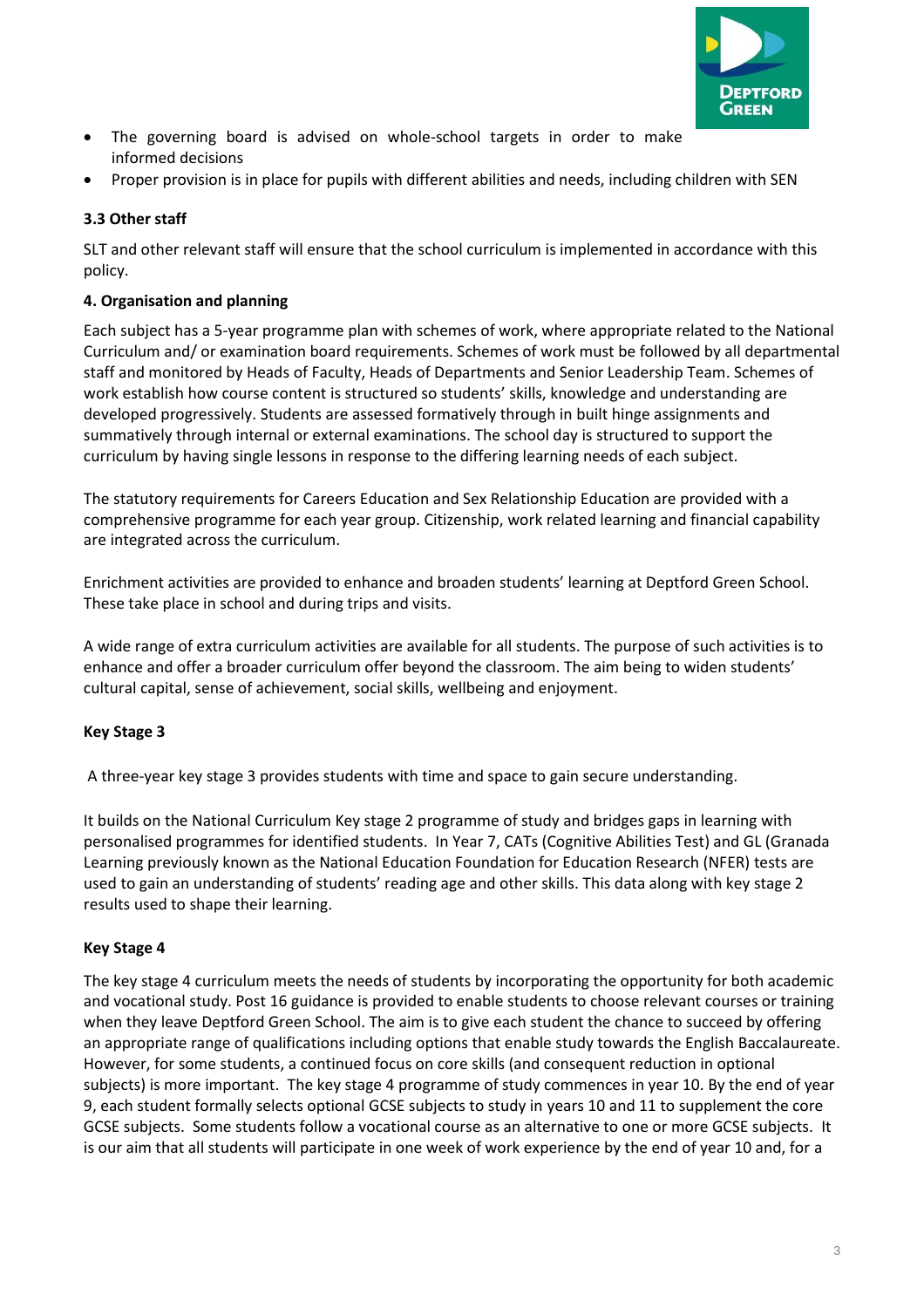- The governing board is advised on whole-school targets in order to make informed decisions
- Proper provision is in place for pupils with different abilities and needs, including children with SEN

**3.3 Other staff**

SLT and other relevant staff will ensure that the school curriculum is implemented in accordance with this policy.

**4. Organisation and planning**

Each subject has a 5-year programme plan with schemes of work, where appropriate related to the National Curriculum and/ or examination board requirements. Schemes of work must be followed by all departmental staff and monitored by Heads of Faculty, Heads of Departments and Senior Leadership Team. Schemes of work establish how course content is structured so students' skills, knowledge and understanding are developed progressively. Students are assessed formatively through in built hinge assignments and summatively through internal or external examinations. The school day is structured to support the curriculum by having single lessons in response to the differing learning needs of each subject.

The statutory requirements for Careers Education and Sex Relationship Education are provided with a comprehensive programme for each year group. Citizenship, work related learning and financial capability are integrated across the curriculum.

Enrichment activities are provided to enhance and broaden students' learning at Deptford Green School. These take place in school and during trips and visits.

A wide range of extra curriculum activities are available for all students. The purpose of such activities is to enhance and offer a broader curriculum offer beyond the classroom. The aim being to widen students' cultural capital, sense of achievement, social skills, wellbeing and enjoyment.

**Key Stage 3**

A three-year key stage 3 provides students with time and space to gain secure understanding.

It builds on the National Curriculum Key stage 2 programme of study and bridges gaps in learning with personalised programmes for identified students. In Year 7, CATs (Cognitive Abilities Test) and GL (Granada Learning previously known as the National Education Foundation for Education Research (NFER) tests are used to gain an understanding of students' reading age and other skills. This data along with key stage 2 results used to shape their learning.

**Key Stage 4**

The key stage 4 curriculum meets the needs of students by incorporating the opportunity for both academic and vocational study. Post 16 guidance is provided to enable students to choose relevant courses or training when they leave Deptford Green School. The aim is to give each student the chance to succeed by offering an appropriate range of qualifications including options that enable study towards the English Baccalaureate. However, for some students, a continued focus on core skills (and consequent reduction in optional subjects) is more important. The key stage 4 programme of study commences in year 10. By the end of year 9, each student formally selects optional GCSE subjects to study in years 10 and 11 to supplement the core GCSE subjects. Some students follow a vocational course as an alternative to one or more GCSE subjects. It is our aim that all students will participate in one week of work experience by the end of year 10 and, for a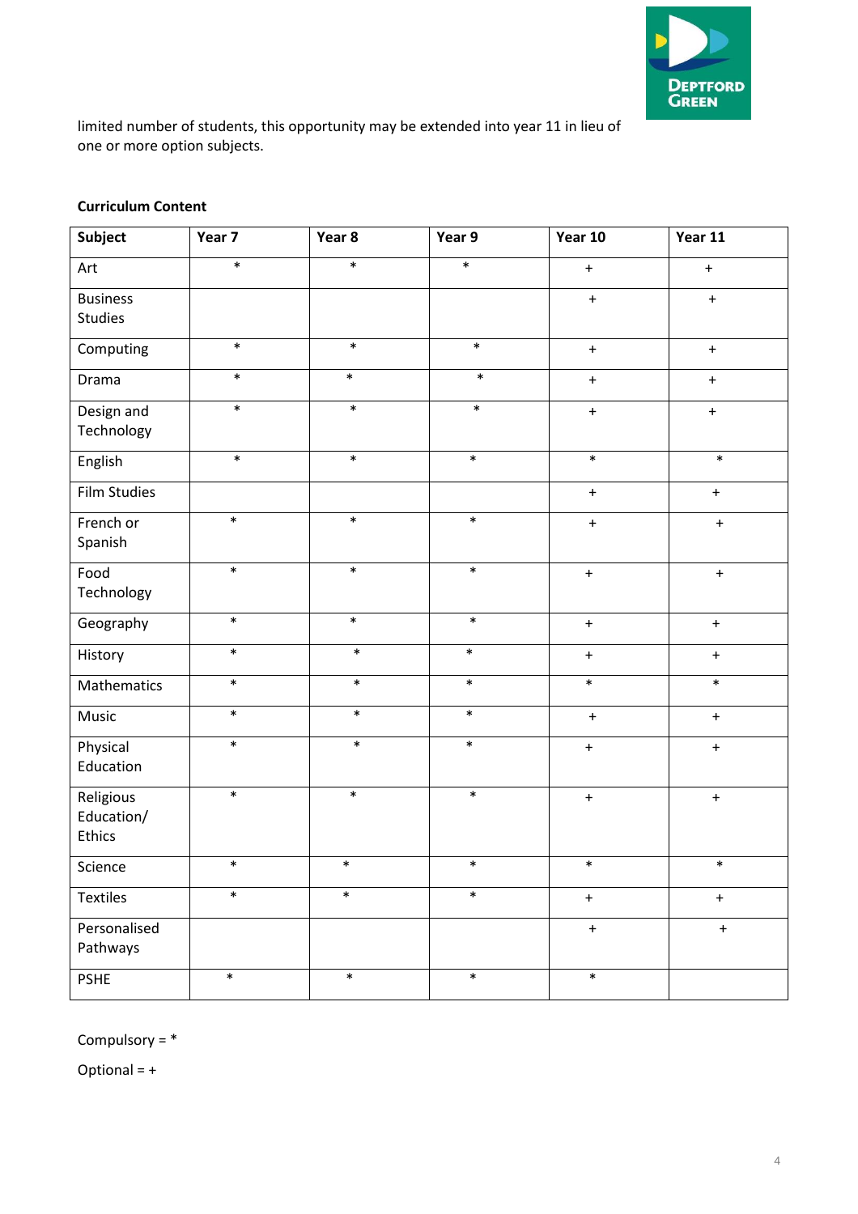limited number of students, this opportunity may be extended into year 11 in lieu of one or more option subjects.

**Curriculum Content**

| Subject | Year 7 | Year 8 | Year 9 | Year 10 | Year 11 |
|---|---|---|---|---|---|
| Art | * | * | * | + | + |
| Business Studies | | | | + | + |
| Computing | * | * | * | + | + |
| Drama | * | * | * | + | + |
| Design and Technology | * | * | * | + | + |
| English | * | * | * | * | * |
| Film Studies | | | | + | + |
| French or Spanish | * | * | * | + | + |
| Food Technology | * | * | * | + | + |
| Geography | * | * | * | + | + |
| History | * | * | * | + | + |
| Mathematics | * | * | * | * | * |
| Music | * | * | * | + | + |
| Physical Education | * | * | * | + | + |
| Religious Education/ Ethics | * | * | * | + | + |
| Science | * | * | * | * | * |
| Textiles | * | * | * | + | + |
| Personalised Pathways | | | | + | + |
| PSHE | * | * | * | * | |

Compulsory = *

Optional = +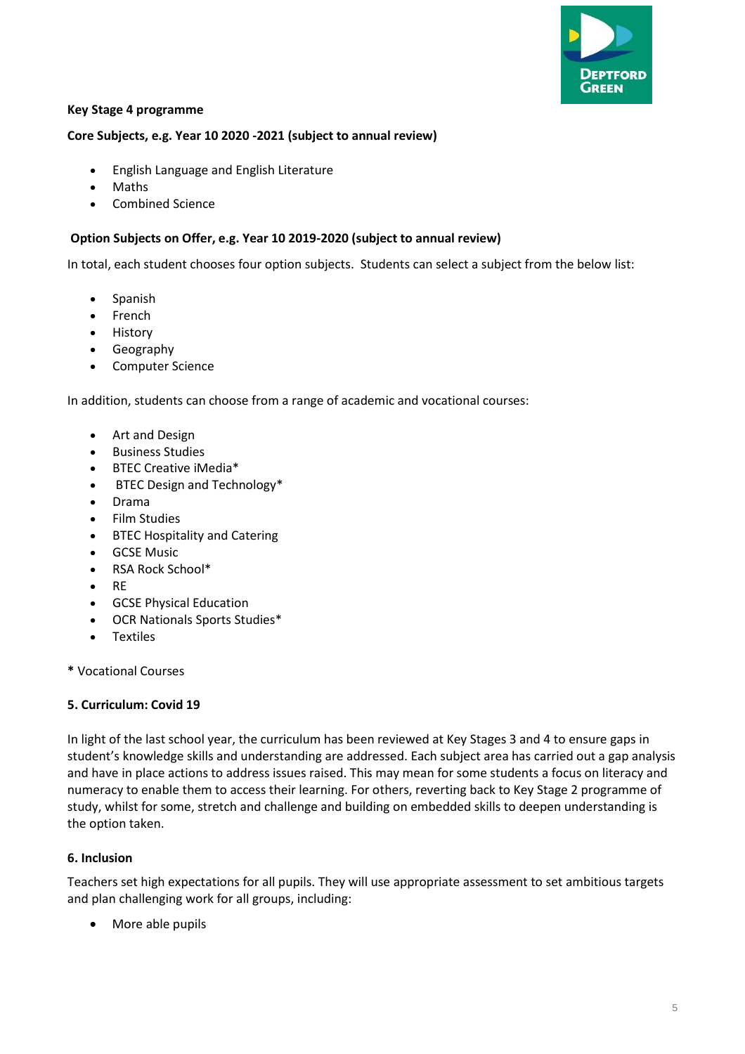**Key Stage 4 programme**

**Core Subjects, e.g. Year 10 2020 -2021 (subject to annual review)**

- English Language and English Literature
- Maths
- Combined Science

**Option Subjects on Offer, e.g. Year 10 2019-2020 (subject to annual review)**

In total, each student chooses four option subjects. Students can select a subject from the below list:

- Spanish
- French
- History
- Geography
- Computer Science

In addition, students can choose from a range of academic and vocational courses:

- Art and Design
- Business Studies
- BTEC Creative iMedia*
- BTEC Design and Technology*
- Drama
- Film Studies
- BTEC Hospitality and Catering
- GCSE Music
- RSA Rock School*
- RE
- GCSE Physical Education
- OCR Nationals Sports Studies*
- Textiles

**\*** Vocational Courses

## 5. Curriculum: Covid 19

In light of the last school year, the curriculum has been reviewed at Key Stages 3 and 4 to ensure gaps in student's knowledge skills and understanding are addressed. Each subject area has carried out a gap analysis and have in place actions to address issues raised. This may mean for some students a focus on literacy and numeracy to enable them to access their learning. For others, reverting back to Key Stage 2 programme of study, whilst for some, stretch and challenge and building on embedded skills to deepen understanding is the option taken.

## 6. Inclusion

Teachers set high expectations for all pupils. They will use appropriate assessment to set ambitious targets and plan challenging work for all groups, including:

- More able pupils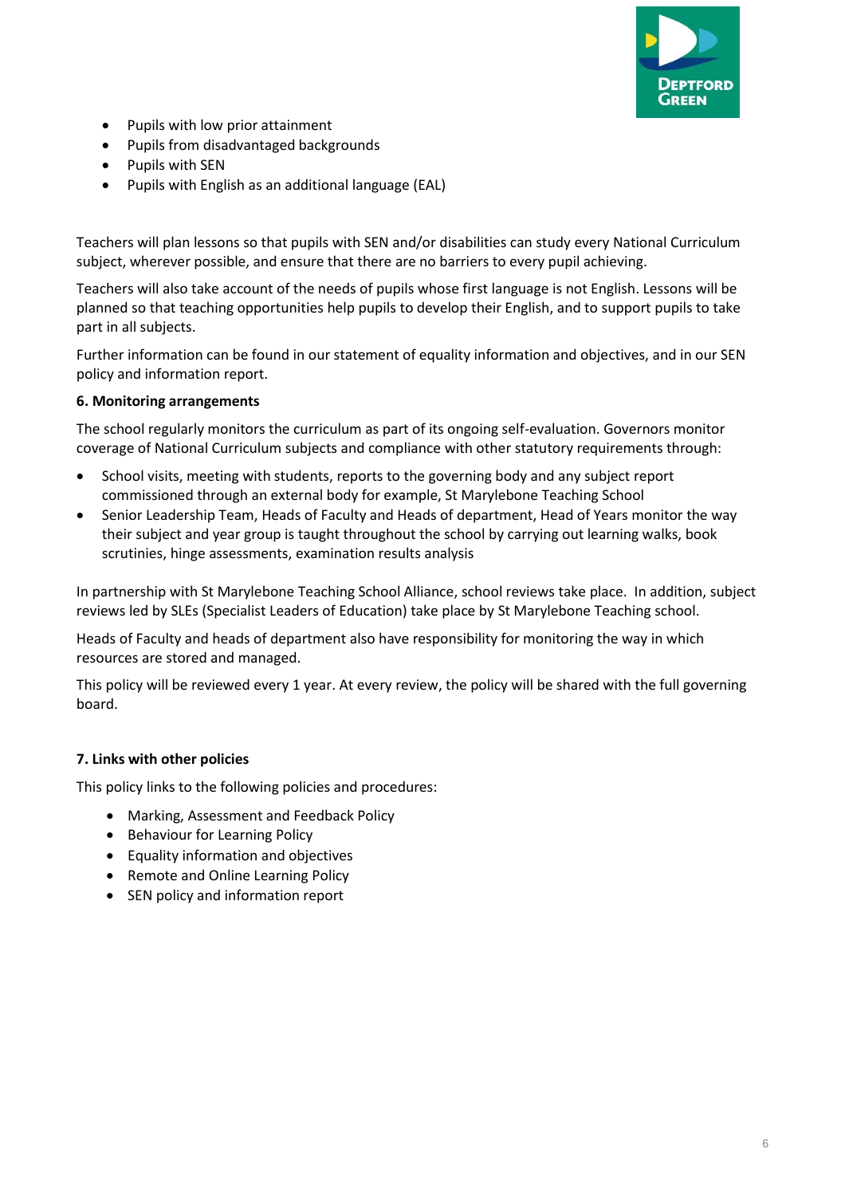- Pupils with low prior attainment
- Pupils from disadvantaged backgrounds
- Pupils with SEN
- Pupils with English as an additional language (EAL)

Teachers will plan lessons so that pupils with SEN and/or disabilities can study every National Curriculum subject, wherever possible, and ensure that there are no barriers to every pupil achieving.

Teachers will also take account of the needs of pupils whose first language is not English. Lessons will be planned so that teaching opportunities help pupils to develop their English, and to support pupils to take part in all subjects.

Further information can be found in our statement of equality information and objectives, and in our SEN policy and information report.

**6. Monitoring arrangements**

The school regularly monitors the curriculum as part of its ongoing self-evaluation. Governors monitor coverage of National Curriculum subjects and compliance with other statutory requirements through:

- School visits, meeting with students, reports to the governing body and any subject report commissioned through an external body for example, St Marylebone Teaching School
- Senior Leadership Team, Heads of Faculty and Heads of department, Head of Years monitor the way their subject and year group is taught throughout the school by carrying out learning walks, book scrutinies, hinge assessments, examination results analysis

In partnership with St Marylebone Teaching School Alliance, school reviews take place. In addition, subject reviews led by SLEs (Specialist Leaders of Education) take place by St Marylebone Teaching school.

Heads of Faculty and heads of department also have responsibility for monitoring the way in which resources are stored and managed.

This policy will be reviewed every 1 year. At every review, the policy will be shared with the full governing board.

**7. Links with other policies**

This policy links to the following policies and procedures:

- Marking, Assessment and Feedback Policy
- Behaviour for Learning Policy
- Equality information and objectives
- Remote and Online Learning Policy
- SEN policy and information report